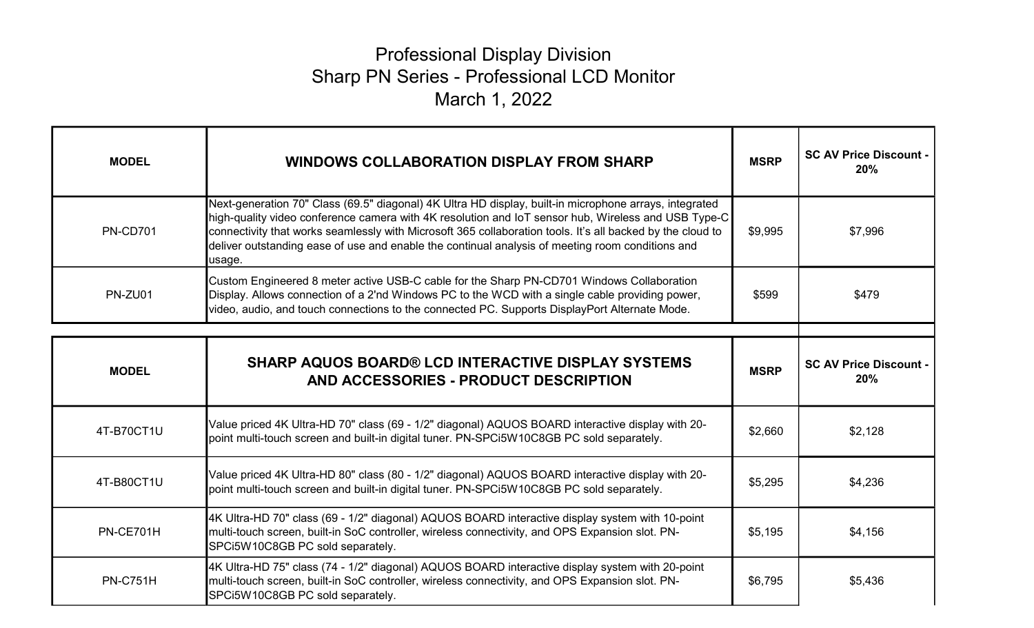# Professional Display Division
## Sharp PN Series - Professional LCD Monitor
### March 1, 2022

| MODEL | WINDOWS COLLABORATION DISPLAY FROM SHARP | MSRP | SC AV Price Discount - 20% |
|---|---|---|---|
| PN-CD701 | Next-generation 70" Class (69.5" diagonal) 4K Ultra HD display, built-in microphone arrays, integrated high-quality video conference camera with 4K resolution and IoT sensor hub, Wireless and USB Type-C connectivity that works seamlessly with Microsoft 365 collaboration tools. It's all backed by the cloud to deliver outstanding ease of use and enable the continual analysis of meeting room conditions and usage. | $9,995 | $7,996 |
| PN-ZU01 | Custom Engineered 8 meter active USB-C cable for the Sharp PN-CD701 Windows Collaboration Display. Allows connection of a 2'nd Windows PC to the WCD with a single cable providing power, video, audio, and touch connections to the connected PC. Supports DisplayPort Alternate Mode. | $599 | $479 |

| MODEL | SHARP AQUOS BOARD® LCD INTERACTIVE DISPLAY SYSTEMS AND ACCESSORIES - PRODUCT DESCRIPTION | MSRP | SC AV Price Discount - 20% |
|---|---|---|---|
| 4T-B70CT1U | Value priced 4K Ultra-HD 70" class (69 - 1/2" diagonal) AQUOS BOARD interactive display with 20-point multi-touch screen and built-in digital tuner. PN-SPCi5W10C8GB PC sold separately. | $2,660 | $2,128 |
| 4T-B80CT1U | Value priced 4K Ultra-HD 80" class (80 - 1/2" diagonal) AQUOS BOARD interactive display with 20-point multi-touch screen and built-in digital tuner. PN-SPCi5W10C8GB PC sold separately. | $5,295 | $4,236 |
| PN-CE701H | 4K Ultra-HD 70" class (69 - 1/2" diagonal) AQUOS BOARD interactive display system with 10-point multi-touch screen, built-in SoC controller, wireless connectivity, and OPS Expansion slot. PN-SPCi5W10C8GB PC sold separately. | $5,195 | $4,156 |
| PN-C751H | 4K Ultra-HD 75" class (74 - 1/2" diagonal) AQUOS BOARD interactive display system with 20-point multi-touch screen, built-in SoC controller, wireless connectivity, and OPS Expansion slot. PN-SPCi5W10C8GB PC sold separately. | $6,795 | $5,436 |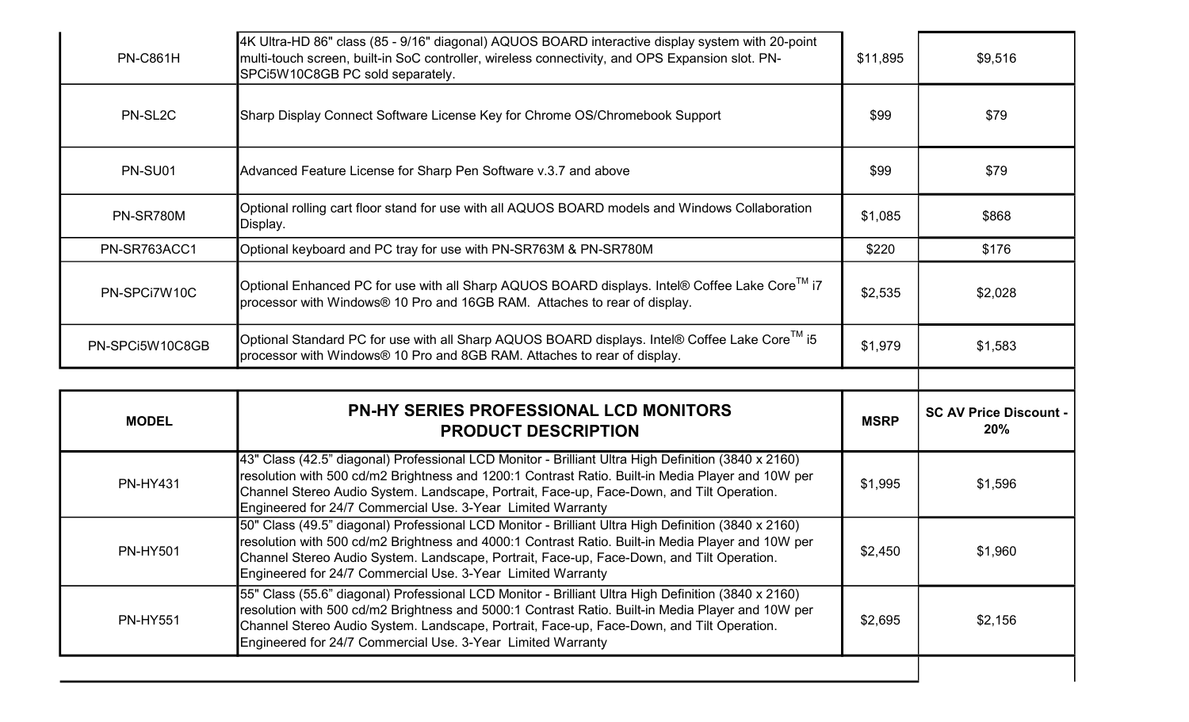| | | | |
|---|---|---|---|
| PN-C861H | 4K Ultra-HD 86" class (85 - 9/16" diagonal) AQUOS BOARD interactive display system with 20-point multi-touch screen, built-in SoC controller, wireless connectivity, and OPS Expansion slot. PN-SPCi5W10C8GB PC sold separately. | $11,895 | $9,516 |
| PN-SL2C | Sharp Display Connect Software License Key for Chrome OS/Chromebook Support | $99 | $79 |
| PN-SU01 | Advanced Feature License for Sharp Pen Software v.3.7 and above | $99 | $79 |
| PN-SR780M | Optional rolling cart floor stand for use with all AQUOS BOARD models and Windows Collaboration Display. | $1,085 | $868 |
| PN-SR763ACC1 | Optional keyboard and PC tray for use with PN-SR763M & PN-SR780M | $220 | $176 |
| PN-SPCi7W10C | Optional Enhanced PC for use with all Sharp AQUOS BOARD displays. Intel® Coffee Lake Core™ i7 processor with Windows® 10 Pro and 16GB RAM. Attaches to rear of display. | $2,535 | $2,028 |
| PN-SPCi5W10C8GB | Optional Standard PC for use with all Sharp AQUOS BOARD displays. Intel® Coffee Lake Core™ i5 processor with Windows® 10 Pro and 8GB RAM. Attaches to rear of display. | $1,979 | $1,583 |

| MODEL | PN-HY SERIES PROFESSIONAL LCD MONITORS PRODUCT DESCRIPTION | MSRP | SC AV Price Discount - 20% |
|---|---|---|---|
| PN-HY431 | 43" Class (42.5" diagonal) Professional LCD Monitor - Brilliant Ultra High Definition (3840 x 2160) resolution with 500 cd/m2 Brightness and 1200:1 Contrast Ratio. Built-in Media Player and 10W per Channel Stereo Audio System. Landscape, Portrait, Face-up, Face-Down, and Tilt Operation. Engineered for 24/7 Commercial Use. 3-Year Limited Warranty | $1,995 | $1,596 |
| PN-HY501 | 50" Class (49.5" diagonal) Professional LCD Monitor - Brilliant Ultra High Definition (3840 x 2160) resolution with 500 cd/m2 Brightness and 4000:1 Contrast Ratio. Built-in Media Player and 10W per Channel Stereo Audio System. Landscape, Portrait, Face-up, Face-Down, and Tilt Operation. Engineered for 24/7 Commercial Use. 3-Year Limited Warranty | $2,450 | $1,960 |
| PN-HY551 | 55" Class (55.6" diagonal) Professional LCD Monitor - Brilliant Ultra High Definition (3840 x 2160) resolution with 500 cd/m2 Brightness and 5000:1 Contrast Ratio. Built-in Media Player and 10W per Channel Stereo Audio System. Landscape, Portrait, Face-up, Face-Down, and Tilt Operation. Engineered for 24/7 Commercial Use. 3-Year Limited Warranty | $2,695 | $2,156 |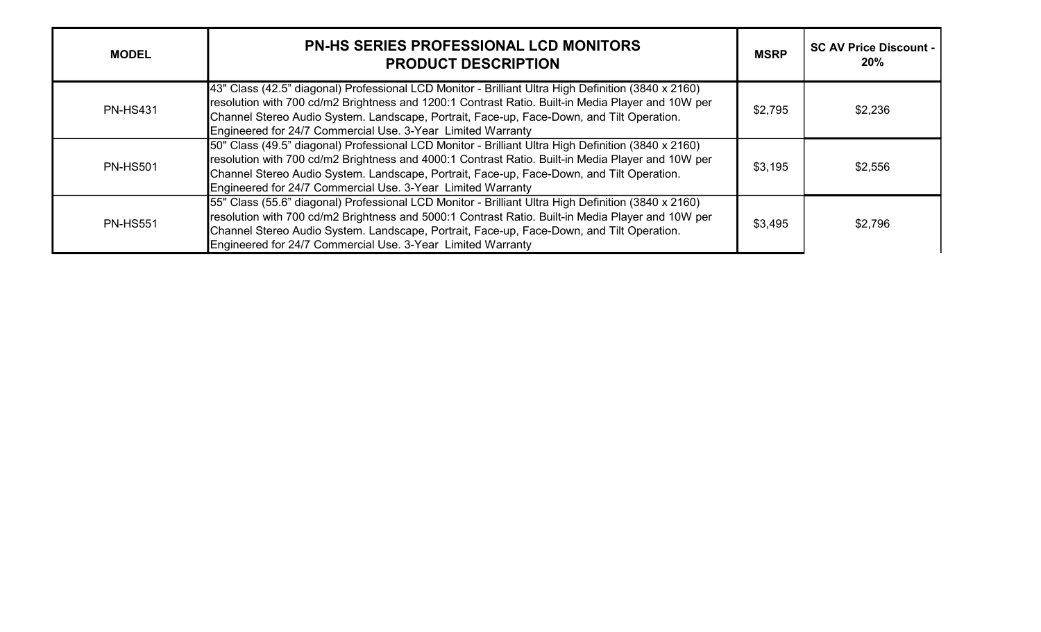| MODEL | PN-HS SERIES PROFESSIONAL LCD MONITORS PRODUCT DESCRIPTION | MSRP | SC AV Price Discount - 20% |
| --- | --- | --- | --- |
| PN-HS431 | 43" Class (42.5" diagonal) Professional LCD Monitor - Brilliant Ultra High Definition (3840 x 2160) resolution with 700 cd/m2 Brightness and 1200:1 Contrast Ratio. Built-in Media Player and 10W per Channel Stereo Audio System. Landscape, Portrait, Face-up, Face-Down, and Tilt Operation. Engineered for 24/7 Commercial Use. 3-Year Limited Warranty | $2,795 | $2,236 |
| PN-HS501 | 50" Class (49.5" diagonal) Professional LCD Monitor - Brilliant Ultra High Definition (3840 x 2160) resolution with 700 cd/m2 Brightness and 4000:1 Contrast Ratio. Built-in Media Player and 10W per Channel Stereo Audio System. Landscape, Portrait, Face-up, Face-Down, and Tilt Operation. Engineered for 24/7 Commercial Use. 3-Year Limited Warranty | $3,195 | $2,556 |
| PN-HS551 | 55" Class (55.6" diagonal) Professional LCD Monitor - Brilliant Ultra High Definition (3840 x 2160) resolution with 700 cd/m2 Brightness and 5000:1 Contrast Ratio. Built-in Media Player and 10W per Channel Stereo Audio System. Landscape, Portrait, Face-up, Face-Down, and Tilt Operation. Engineered for 24/7 Commercial Use. 3-Year Limited Warranty | $3,495 | $2,796 |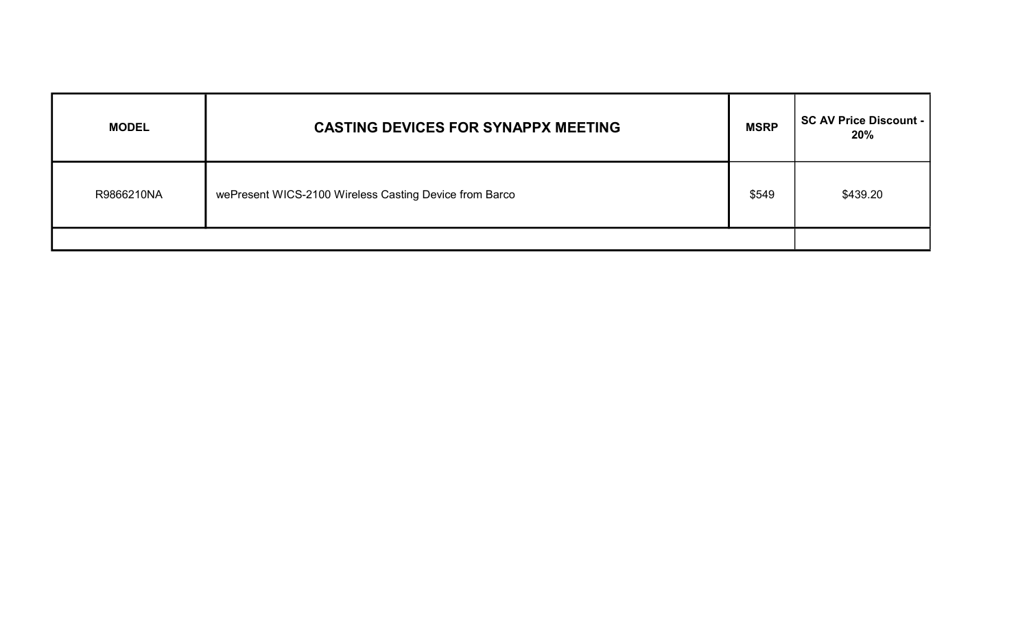| MODEL | CASTING DEVICES FOR SYNAPPX MEETING | MSRP | SC AV Price Discount - 20% |
| --- | --- | --- | --- |
| R9866210NA | wePresent WICS-2100 Wireless Casting Device from Barco | $549 | $439.20 |
| | | | |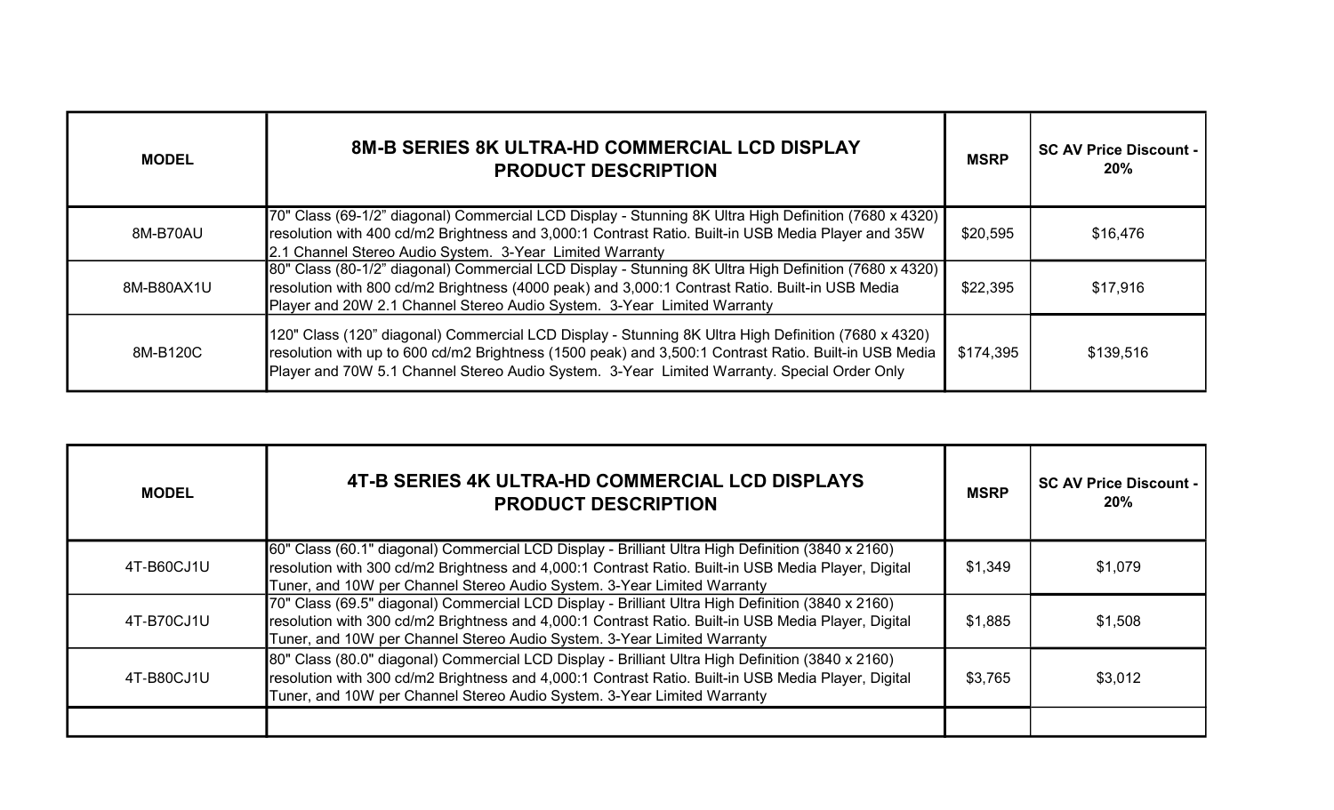| MODEL | 8M-B SERIES 8K ULTRA-HD COMMERCIAL LCD DISPLAY PRODUCT DESCRIPTION | MSRP | SC AV Price Discount - 20% |
|---|---|---|---|
| 8M-B70AU | 70" Class (69-1/2" diagonal) Commercial LCD Display - Stunning 8K Ultra High Definition (7680 x 4320) resolution with 400 cd/m2 Brightness and 3,000:1 Contrast Ratio. Built-in USB Media Player and 35W 2.1 Channel Stereo Audio System. 3-Year Limited Warranty | $20,595 | $16,476 |
| 8M-B80AX1U | 80" Class (80-1/2" diagonal) Commercial LCD Display - Stunning 8K Ultra High Definition (7680 x 4320) resolution with 800 cd/m2 Brightness (4000 peak) and 3,000:1 Contrast Ratio. Built-in USB Media Player and 20W 2.1 Channel Stereo Audio System. 3-Year Limited Warranty | $22,395 | $17,916 |
| 8M-B120C | 120" Class (120" diagonal) Commercial LCD Display - Stunning 8K Ultra High Definition (7680 x 4320) resolution with up to 600 cd/m2 Brightness (1500 peak) and 3,500:1 Contrast Ratio. Built-in USB Media Player and 70W 5.1 Channel Stereo Audio System. 3-Year Limited Warranty. Special Order Only | $174,395 | $139,516 |

| MODEL | 4T-B SERIES 4K ULTRA-HD COMMERCIAL LCD DISPLAYS PRODUCT DESCRIPTION | MSRP | SC AV Price Discount - 20% |
|---|---|---|---|
| 4T-B60CJ1U | 60" Class (60.1" diagonal) Commercial LCD Display - Brilliant Ultra High Definition (3840 x 2160) resolution with 300 cd/m2 Brightness and 4,000:1 Contrast Ratio. Built-in USB Media Player, Digital Tuner, and 10W per Channel Stereo Audio System. 3-Year Limited Warranty | $1,349 | $1,079 |
| 4T-B70CJ1U | 70" Class (69.5" diagonal) Commercial LCD Display - Brilliant Ultra High Definition (3840 x 2160) resolution with 300 cd/m2 Brightness and 4,000:1 Contrast Ratio. Built-in USB Media Player, Digital Tuner, and 10W per Channel Stereo Audio System. 3-Year Limited Warranty | $1,885 | $1,508 |
| 4T-B80CJ1U | 80" Class (80.0" diagonal) Commercial LCD Display - Brilliant Ultra High Definition (3840 x 2160) resolution with 300 cd/m2 Brightness and 4,000:1 Contrast Ratio. Built-in USB Media Player, Digital Tuner, and 10W per Channel Stereo Audio System. 3-Year Limited Warranty | $3,765 | $3,012 |
| | | | |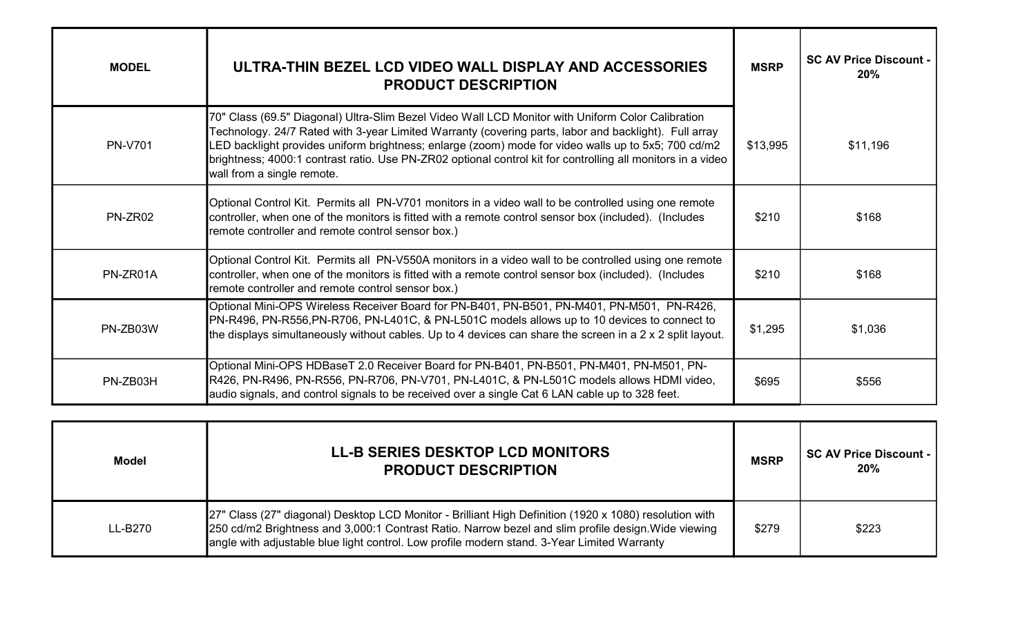| MODEL | ULTRA-THIN BEZEL LCD VIDEO WALL DISPLAY AND ACCESSORIES PRODUCT DESCRIPTION | MSRP | SC AV Price Discount - 20% |
|---|---|---|---|
| PN-V701 | 70" Class (69.5" Diagonal) Ultra-Slim Bezel Video Wall LCD Monitor with Uniform Color Calibration Technology. 24/7 Rated with 3-year Limited Warranty (covering parts, labor and backlight). Full array LED backlight provides uniform brightness; enlarge (zoom) mode for video walls up to 5x5; 700 cd/m2 brightness; 4000:1 contrast ratio. Use PN-ZR02 optional control kit for controlling all monitors in a video wall from a single remote. | $13,995 | $11,196 |
| PN-ZR02 | Optional Control Kit. Permits all PN-V701 monitors in a video wall to be controlled using one remote controller, when one of the monitors is fitted with a remote control sensor box (included). (Includes remote controller and remote control sensor box.) | $210 | $168 |
| PN-ZR01A | Optional Control Kit. Permits all PN-V550A monitors in a video wall to be controlled using one remote controller, when one of the monitors is fitted with a remote control sensor box (included). (Includes remote controller and remote control sensor box.) | $210 | $168 |
| PN-ZB03W | Optional Mini-OPS Wireless Receiver Board for PN-B401, PN-B501, PN-M401, PN-M501, PN-R426, PN-R496, PN-R556,PN-R706, PN-L401C, & PN-L501C models allows up to 10 devices to connect to the displays simultaneously without cables. Up to 4 devices can share the screen in a 2 x 2 split layout. | $1,295 | $1,036 |
| PN-ZB03H | Optional Mini-OPS HDBaseT 2.0 Receiver Board for PN-B401, PN-B501, PN-M401, PN-M501, PN-R426, PN-R496, PN-R556, PN-R706, PN-V701, PN-L401C, & PN-L501C models allows HDMI video, audio signals, and control signals to be received over a single Cat 6 LAN cable up to 328 feet. | $695 | $556 |

| Model | LL-B SERIES DESKTOP LCD MONITORS PRODUCT DESCRIPTION | MSRP | SC AV Price Discount - 20% |
|---|---|---|---|
| LL-B270 | 27" Class (27" diagonal) Desktop LCD Monitor - Brilliant High Definition (1920 x 1080) resolution with 250 cd/m2 Brightness and 3,000:1 Contrast Ratio. Narrow bezel and slim profile design.Wide viewing angle with adjustable blue light control. Low profile modern stand. 3-Year Limited Warranty | $279 | $223 |